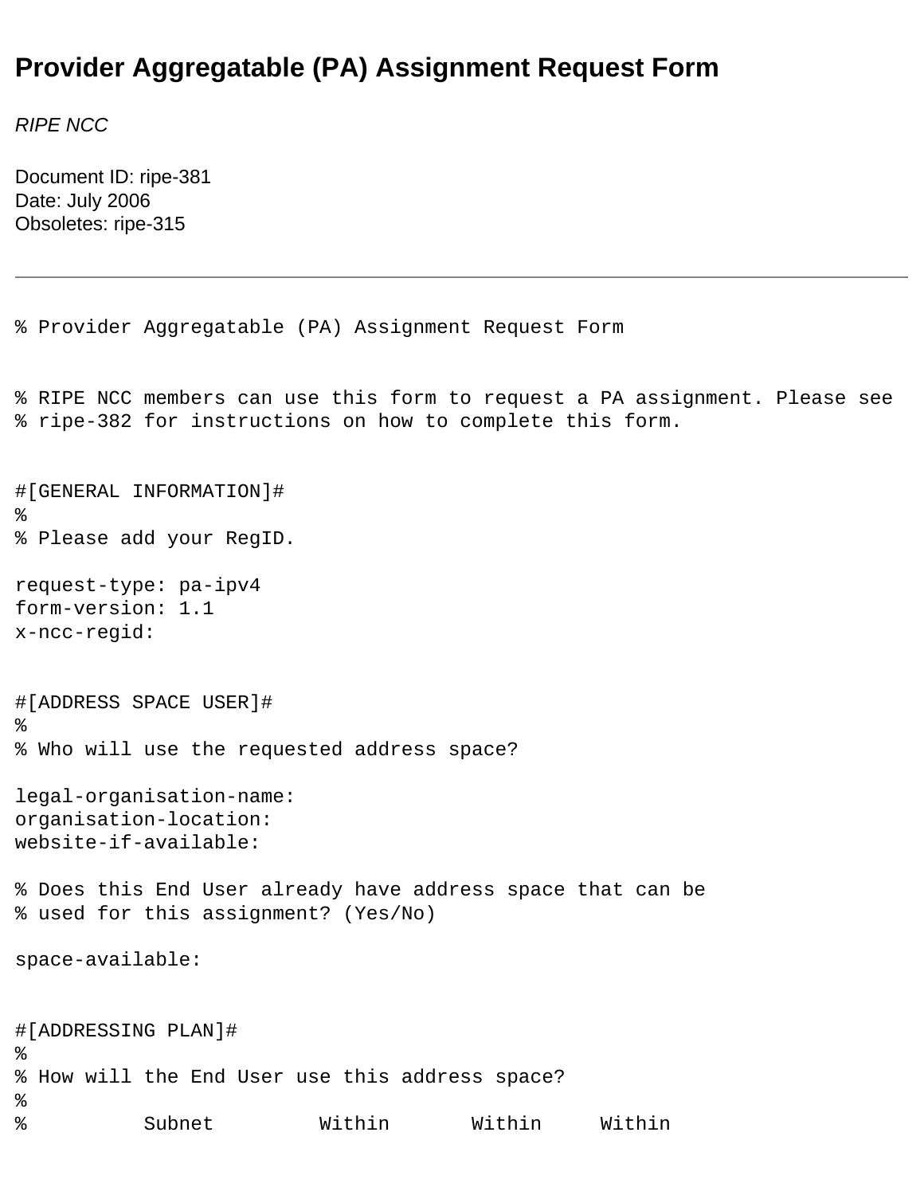# Provider Aggregatable (PA) Assignment Request Form

*RIPE NCC*

Document ID: ripe-381
Date: July 2006
Obsoletes: ripe-315

---

```
% Provider Aggregatable (PA) Assignment Request Form


% RIPE NCC members can use this form to request a PA assignment. Please see
% ripe-382 for instructions on how to complete this form.


#[GENERAL INFORMATION]#
%
% Please add your RegID.

request-type: pa-ipv4
form-version: 1.1
x-ncc-regid:


#[ADDRESS SPACE USER]#
%
% Who will use the requested address space?

legal-organisation-name:
organisation-location:
website-if-available:

% Does this End User already have address space that can be
% used for this assignment? (Yes/No)

space-available:


#[ADDRESSING PLAN]#
%
% How will the End User use this address space?
%
%          Subnet          Within       Within     Within
```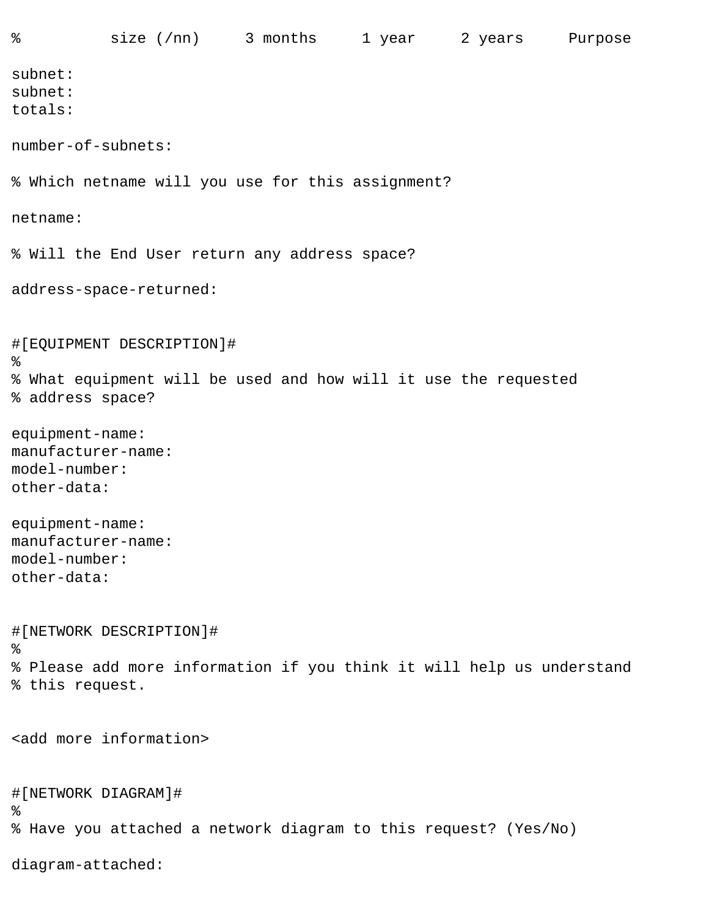```
%          size (/nn)     3 months     1 year     2 years     Purpose

subnet:
subnet:
totals:

number-of-subnets:

% Which netname will you use for this assignment?

netname:

% Will the End User return any address space?

address-space-returned:


#[EQUIPMENT DESCRIPTION]#
%
% What equipment will be used and how will it use the requested
% address space?

equipment-name:
manufacturer-name:
model-number:
other-data:

equipment-name:
manufacturer-name:
model-number:
other-data:


#[NETWORK DESCRIPTION]#
%
% Please add more information if you think it will help us understand
% this request.


<add more information>


#[NETWORK DIAGRAM]#
%
% Have you attached a network diagram to this request? (Yes/No)

diagram-attached:
```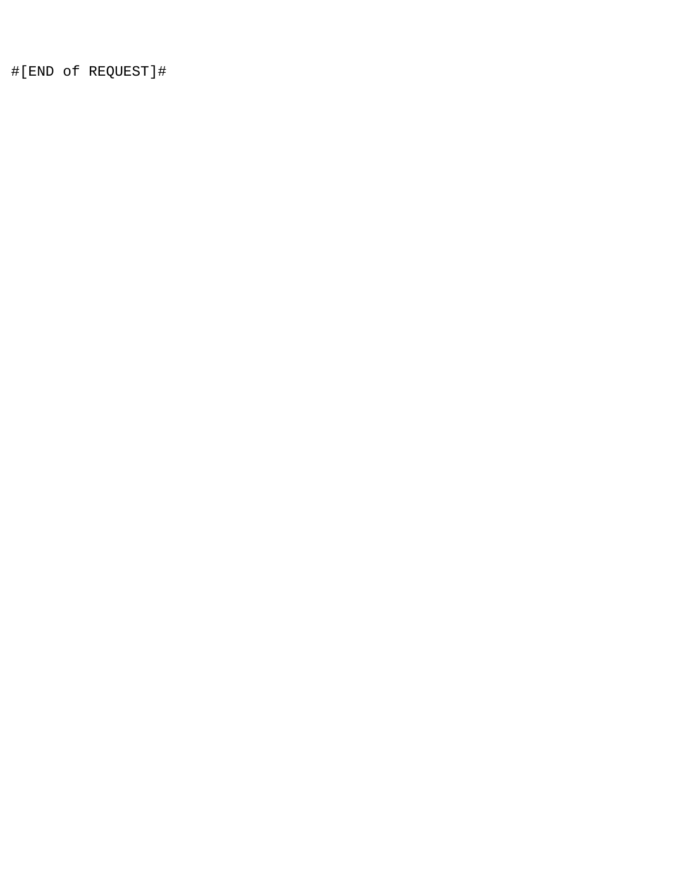#[END of REQUEST]#